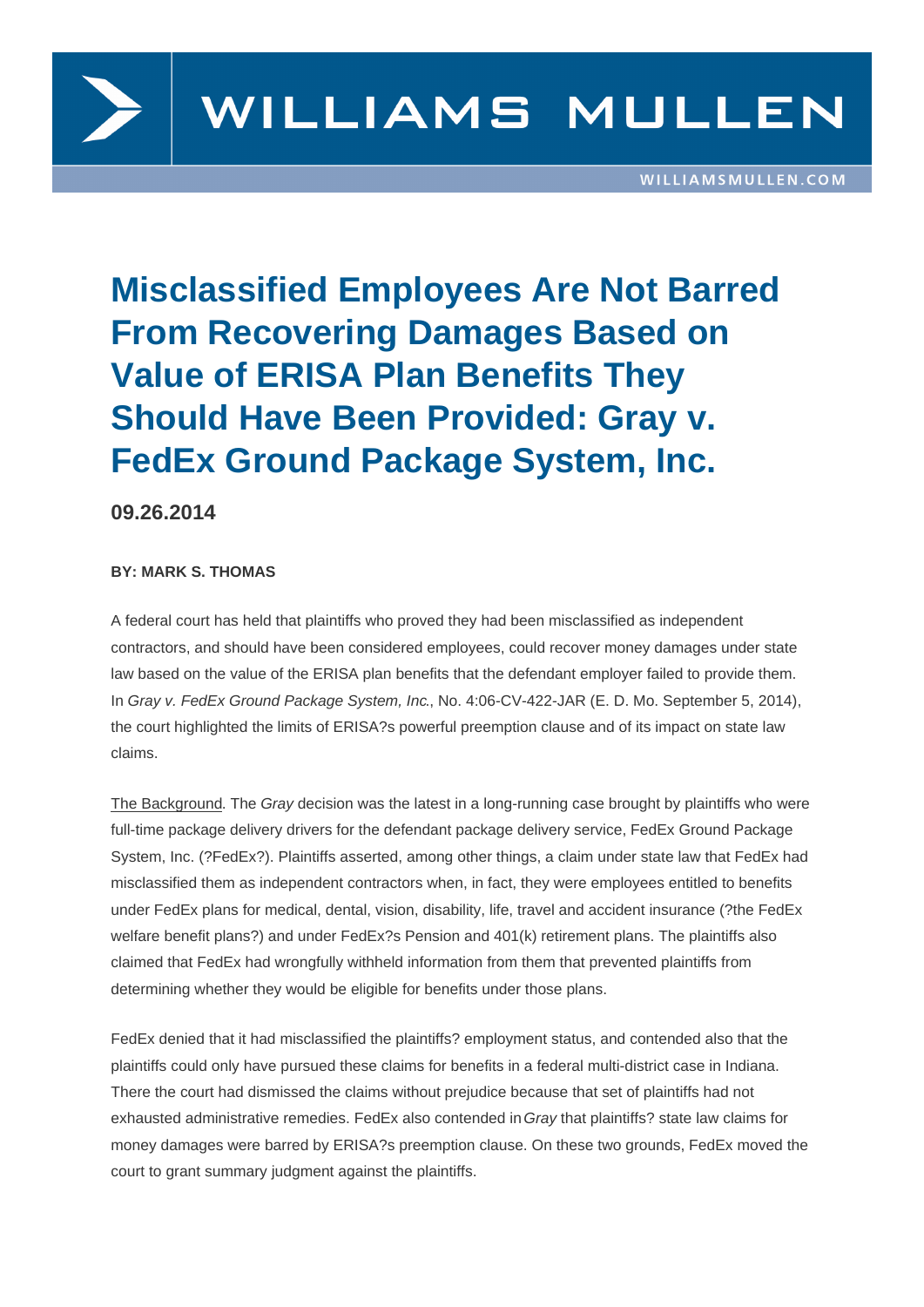# Misclassified Employees Are Not Barred From Recovering Damages Based on Value of ERISA Plan Benefits They Should Have Been Provided: Gray v. FedEx Ground Package System, Inc.

**09.26.2014**

**BY: MARK S. THOMAS**

A federal court has held that plaintiffs who proved they had been misclassified as independent contractors, and should have been considered employees, could recover money damages under state law based on the value of the ERISA plan benefits that the defendant employer failed to provide them. In *Gray v. FedEx Ground Package System, Inc.*, No. 4:06-CV-422-JAR (E. D. Mo. September 5, 2014), the court highlighted the limits of ERISA?s powerful preemption clause and of its impact on state law claims.

The Background. The *Gray* decision was the latest in a long-running case brought by plaintiffs who were full-time package delivery drivers for the defendant package delivery service, FedEx Ground Package System, Inc. (?FedEx?). Plaintiffs asserted, among other things, a claim under state law that FedEx had misclassified them as independent contractors when, in fact, they were employees entitled to benefits under FedEx plans for medical, dental, vision, disability, life, travel and accident insurance (?the FedEx welfare benefit plans?) and under FedEx?s Pension and 401(k) retirement plans. The plaintiffs also claimed that FedEx had wrongfully withheld information from them that prevented plaintiffs from determining whether they would be eligible for benefits under those plans.

FedEx denied that it had misclassified the plaintiffs? employment status, and contended also that the plaintiffs could only have pursued these claims for benefits in a federal multi-district case in Indiana. There the court had dismissed the claims without prejudice because that set of plaintiffs had not exhausted administrative remedies. FedEx also contended in *Gray* that plaintiffs? state law claims for money damages were barred by ERISA?s preemption clause. On these two grounds, FedEx moved the court to grant summary judgment against the plaintiffs.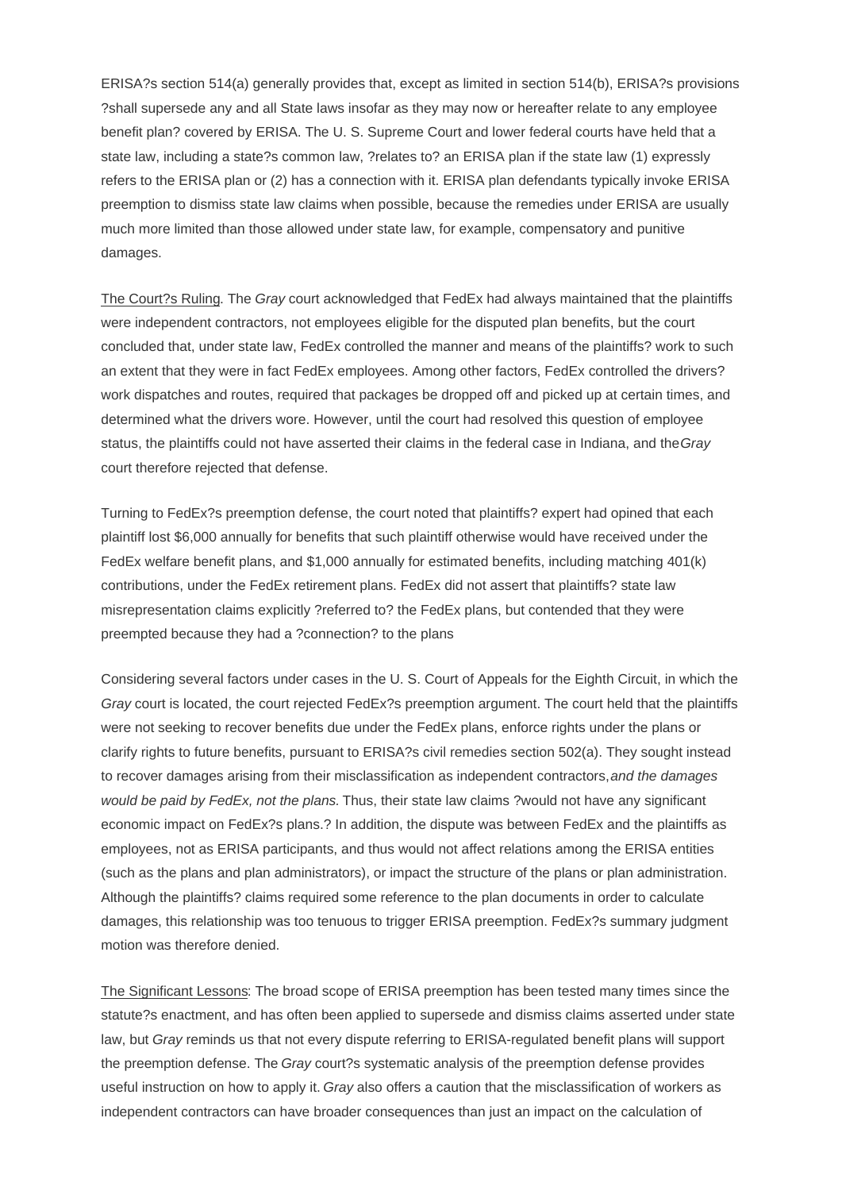ERISA?s section 514(a) generally provides that, except as limited in section 514(b), ERISA?s provisions ?shall supersede any and all State laws insofar as they may now or hereafter relate to any employee benefit plan? covered by ERISA. The U. S. Supreme Court and lower federal courts have held that a state law, including a state?s common law, ?relates to? an ERISA plan if the state law (1) expressly refers to the ERISA plan or (2) has a connection with it. ERISA plan defendants typically invoke ERISA preemption to dismiss state law claims when possible, because the remedies under ERISA are usually much more limited than those allowed under state law, for example, compensatory and punitive damages.

<u>The Court?s Ruling</u>. The *Gray* court acknowledged that FedEx had always maintained that the plaintiffs were independent contractors, not employees eligible for the disputed plan benefits, but the court concluded that, under state law, FedEx controlled the manner and means of the plaintiffs? work to such an extent that they were in fact FedEx employees. Among other factors, FedEx controlled the drivers? work dispatches and routes, required that packages be dropped off and picked up at certain times, and determined what the drivers wore. However, until the court had resolved this question of employee status, the plaintiffs could not have asserted their claims in the federal case in Indiana, and the *Gray* court therefore rejected that defense.

Turning to FedEx?s preemption defense, the court noted that plaintiffs? expert had opined that each plaintiff lost $6,000 annually for benefits that such plaintiff otherwise would have received under the FedEx welfare benefit plans, and $1,000 annually for estimated benefits, including matching 401(k) contributions, under the FedEx retirement plans. FedEx did not assert that plaintiffs? state law misrepresentation claims explicitly ?referred to? the FedEx plans, but contended that they were preempted because they had a ?connection? to the plans

Considering several factors under cases in the U. S. Court of Appeals for the Eighth Circuit, in which the *Gray* court is located, the court rejected FedEx?s preemption argument. The court held that the plaintiffs were not seeking to recover benefits due under the FedEx plans, enforce rights under the plans or clarify rights to future benefits, pursuant to ERISA?s civil remedies section 502(a). They sought instead to recover damages arising from their misclassification as independent contractors, *and the damages would be paid by FedEx, not the plans.* Thus, their state law claims ?would not have any significant economic impact on FedEx?s plans.? In addition, the dispute was between FedEx and the plaintiffs as employees, not as ERISA participants, and thus would not affect relations among the ERISA entities (such as the plans and plan administrators), or impact the structure of the plans or plan administration. Although the plaintiffs? claims required some reference to the plan documents in order to calculate damages, this relationship was too tenuous to trigger ERISA preemption. FedEx?s summary judgment motion was therefore denied.

<u>The Significant Lessons</u>: The broad scope of ERISA preemption has been tested many times since the statute?s enactment, and has often been applied to supersede and dismiss claims asserted under state law, but *Gray* reminds us that not every dispute referring to ERISA-regulated benefit plans will support the preemption defense. The *Gray* court?s systematic analysis of the preemption defense provides useful instruction on how to apply it. *Gray* also offers a caution that the misclassification of workers as independent contractors can have broader consequences than just an impact on the calculation of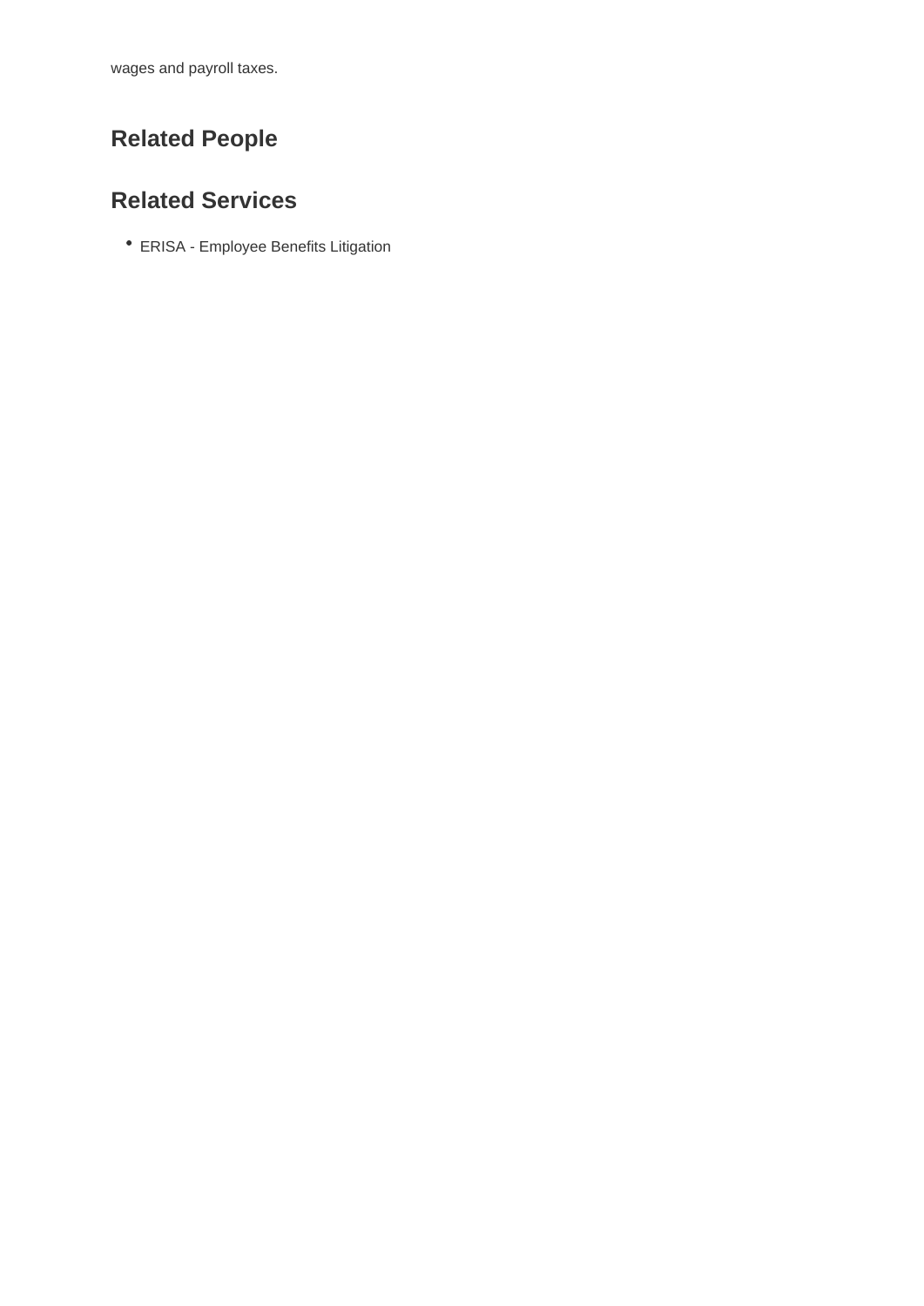wages and payroll taxes.

## Related People

## Related Services

- ERISA - Employee Benefits Litigation